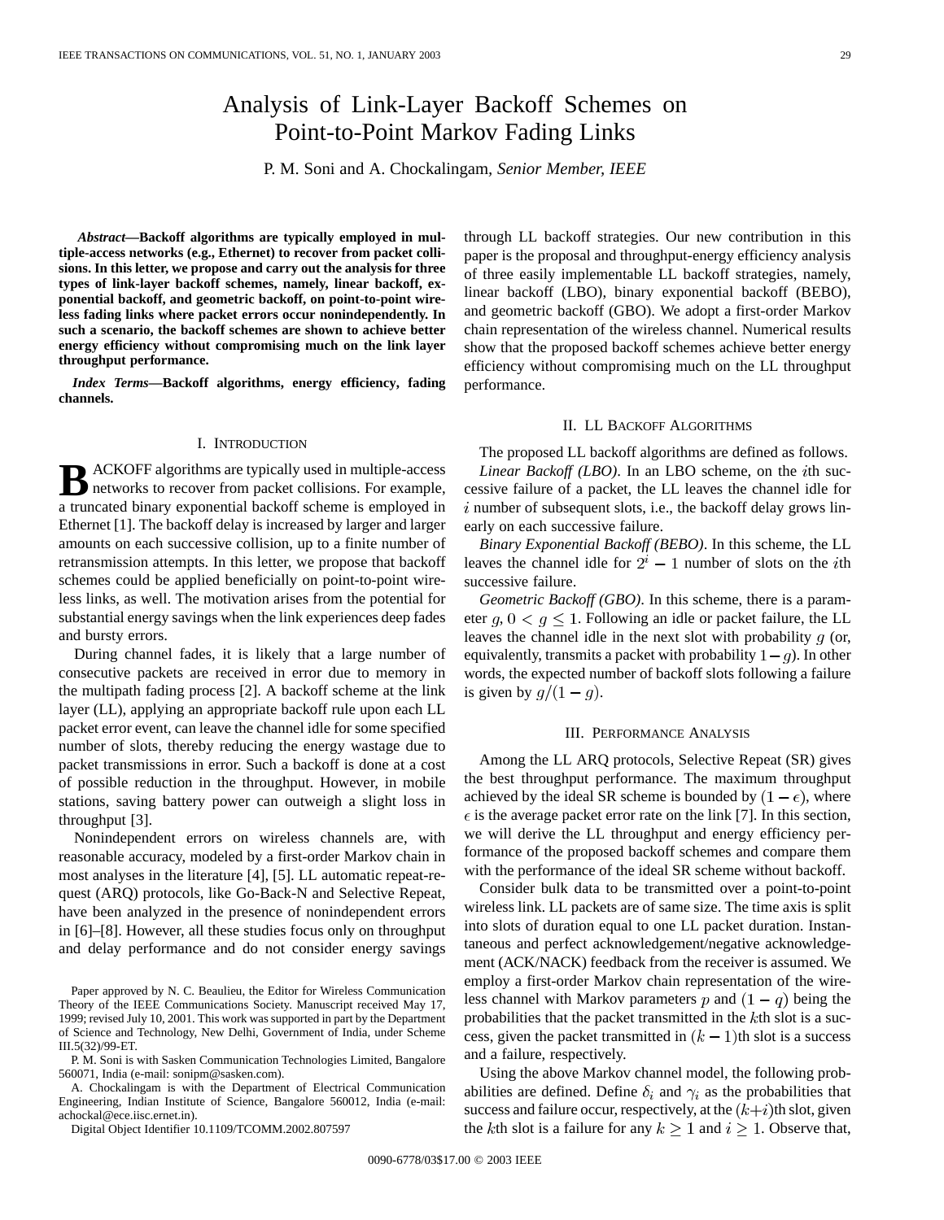# Analysis of Link-Layer Backoff Schemes on Point-to-Point Markov Fading Links

P. M. Soni and A. Chockalingam, *Senior Member, IEEE*

***Abstract*—Backoff algorithms are typically employed in multiple-access networks (e.g., Ethernet) to recover from packet collisions. In this letter, we propose and carry out the analysis for three types of link-layer backoff schemes, namely, linear backoff, exponential backoff, and geometric backoff, on point-to-point wireless fading links where packet errors occur nonindependently. In such a scenario, the backoff schemes are shown to achieve better energy efficiency without compromising much on the link layer throughput performance.**

***Index Terms*—Backoff algorithms, energy efficiency, fading channels.**

## I. Introduction

Backoff algorithms are typically used in multiple-access networks to recover from packet collisions. For example, a truncated binary exponential backoff scheme is employed in Ethernet [1]. The backoff delay is increased by larger and larger amounts on each successive collision, up to a finite number of retransmission attempts. In this letter, we propose that backoff schemes could be applied beneficially on point-to-point wireless links, as well. The motivation arises from the potential for substantial energy savings when the link experiences deep fades and bursty errors.

During channel fades, it is likely that a large number of consecutive packets are received in error due to memory in the multipath fading process [2]. A backoff scheme at the link layer (LL), applying an appropriate backoff rule upon each LL packet error event, can leave the channel idle for some specified number of slots, thereby reducing the energy wastage due to packet transmissions in error. Such a backoff is done at a cost of possible reduction in the throughput. However, in mobile stations, saving battery power can outweigh a slight loss in throughput [3].

Nonindependent errors on wireless channels are, with reasonable accuracy, modeled by a first-order Markov chain in most analyses in the literature [4], [5]. LL automatic repeat-request (ARQ) protocols, like Go-Back-N and Selective Repeat, have been analyzed in the presence of nonindependent errors in [6]–[8]. However, all these studies focus only on throughput and delay performance and do not consider energy savings through LL backoff strategies. Our new contribution in this paper is the proposal and throughput-energy efficiency analysis of three easily implementable LL backoff strategies, namely, linear backoff (LBO), binary exponential backoff (BEBO), and geometric backoff (GBO). We adopt a first-order Markov chain representation of the wireless channel. Numerical results show that the proposed backoff schemes achieve better energy efficiency without compromising much on the LL throughput performance.

Paper approved by N. C. Beaulieu, the Editor for Wireless Communication Theory of the IEEE Communications Society. Manuscript received May 17, 1999; revised July 10, 2001. This work was supported in part by the Department of Science and Technology, New Delhi, Government of India, under Scheme III.5(32)/99-ET.

P. M. Soni is with Sasken Communication Technologies Limited, Bangalore 560071, India (e-mail: sonipm@sasken.com).

A. Chockalingam is with the Department of Electrical Communication Engineering, Indian Institute of Science, Bangalore 560012, India (e-mail: achockal@ece.iisc.ernet.in).

Digital Object Identifier 10.1109/TCOMM.2002.807597

## II. LL Backoff Algorithms

The proposed LL backoff algorithms are defined as follows.

*Linear Backoff (LBO)*. In an LBO scheme, on the $i$th successive failure of a packet, the LL leaves the channel idle for $i$ number of subsequent slots, i.e., the backoff delay grows linearly on each successive failure.

*Binary Exponential Backoff (BEBO)*. In this scheme, the LL leaves the channel idle for $2^i - 1$ number of slots on the $i$th successive failure.

*Geometric Backoff (GBO)*. In this scheme, there is a parameter $g$, $0 < g \leq 1$. Following an idle or packet failure, the LL leaves the channel idle in the next slot with probability $g$ (or, equivalently, transmits a packet with probability $1 - g$). In other words, the expected number of backoff slots following a failure is given by $g/(1-g)$.

## III. Performance Analysis

Among the LL ARQ protocols, Selective Repeat (SR) gives the best throughput performance. The maximum throughput achieved by the ideal SR scheme is bounded by $(1 - \epsilon)$, where $\epsilon$ is the average packet error rate on the link [7]. In this section, we will derive the LL throughput and energy efficiency performance of the proposed backoff schemes and compare them with the performance of the ideal SR scheme without backoff.

Consider bulk data to be transmitted over a point-to-point wireless link. LL packets are of same size. The time axis is split into slots of duration equal to one LL packet duration. Instantaneous and perfect acknowledgement/negative acknowledgement (ACK/NACK) feedback from the receiver is assumed. We employ a first-order Markov chain representation of the wireless channel with Markov parameters $p$ and $(1 - q)$ being the probabilities that the packet transmitted in the $k$th slot is a success, given the packet transmitted in $(k-1)$th slot is a success and a failure, respectively.

Using the above Markov channel model, the following probabilities are defined. Define $\delta_i$ and $\gamma_i$ as the probabilities that success and failure occur, respectively, at the $(k+i)$th slot, given the $k$th slot is a failure for any $k \geq 1$ and $i \geq 1$. Observe that,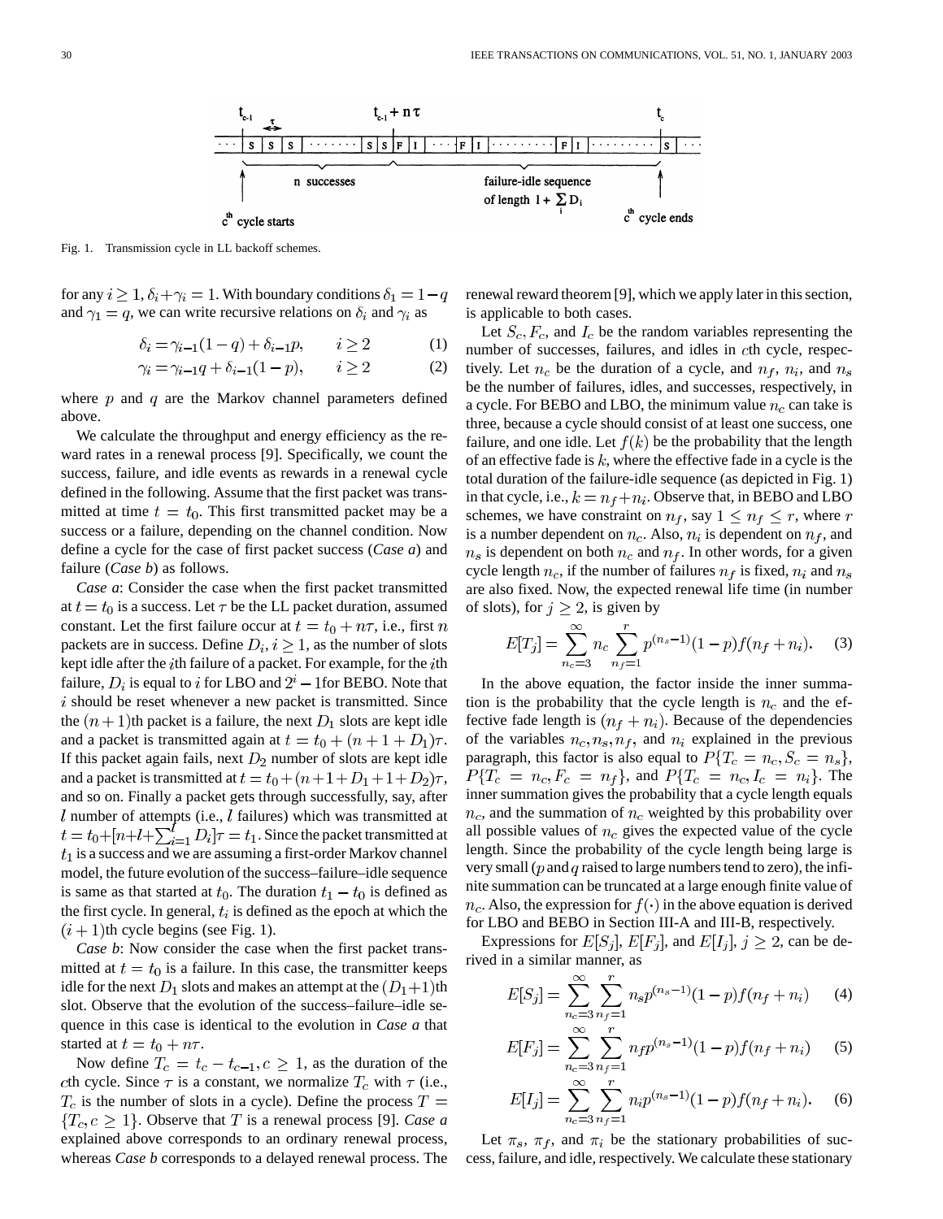Fig. 1. Transmission cycle in LL backoff schemes.

for any $i \geq 1$, $\delta_i + \gamma_i = 1$. With boundary conditions $\delta_1 = 1 - q$ and $\gamma_1 = q$, we can write recursive relations on $\delta_i$ and $\gamma_i$ as

$$\delta_i = \gamma_{i-1}(1-q) + \delta_{i-1}p, \qquad i \geq 2 \tag{1}$$

$$\gamma_i = \gamma_{i-1}q + \delta_{i-1}(1-p), \qquad i \geq 2 \tag{2}$$

where $p$ and $q$ are the Markov channel parameters defined above.

We calculate the throughput and energy efficiency as the reward rates in a renewal process [9]. Specifically, we count the success, failure, and idle events as rewards in a renewal cycle defined in the following. Assume that the first packet was transmitted at time $t = t_0$. This first transmitted packet may be a success or a failure, depending on the channel condition. Now define a cycle for the case of first packet success (*Case a*) and failure (*Case b*) as follows.

*Case a*: Consider the case when the first packet transmitted at $t = t_0$ is a success. Let $\tau$ be the LL packet duration, assumed constant. Let the first failure occur at $t = t_0 + n\tau$, i.e., first $n$ packets are in success. Define $D_i$, $i \geq 1$, as the number of slots kept idle after the $i$th failure of a packet. For example, for the $i$th failure, $D_i$ is equal to $i$ for LBO and $2^i - 1$for BEBO. Note that $i$ should be reset whenever a new packet is transmitted. Since the $(n+1)$th packet is a failure, the next $D_1$ slots are kept idle and a packet is transmitted again at $t = t_0 + (n + 1 + D_1)\tau$. If this packet again fails, next $D_2$ number of slots are kept idle and a packet is transmitted at $t = t_0 + (n+1+D_1+1+D_2)\tau$, and so on. Finally a packet gets through successfully, say, after $l$ number of attempts (i.e., $l$ failures) which was transmitted at $t = t_0 + [n + l + \sum_{i=1}^{l} D_i]\tau = t_1$. Since the packet transmitted at $t_1$ is a success and we are assuming a first-order Markov channel model, the future evolution of the success–failure–idle sequence is same as that started at $t_0$. The duration $t_1 - t_0$ is defined as the first cycle. In general, $t_i$ is defined as the epoch at which the $(i+1)$th cycle begins (see Fig. 1).

*Case b*: Now consider the case when the first packet transmitted at $t = t_0$ is a failure. In this case, the transmitter keeps idle for the next $D_1$ slots and makes an attempt at the $(D_1+1)$th slot. Observe that the evolution of the success–failure–idle sequence in this case is identical to the evolution in *Case a* that started at $t = t_0 + n\tau$.

Now define $T_c = t_c - t_{c-1}$, $c \geq 1$, as the duration of the $c$th cycle. Since $\tau$ is a constant, we normalize $T_c$ with $\tau$ (i.e., $T_c$ is the number of slots in a cycle). Define the process $T = \{T_c, c \geq 1\}$. Observe that $T$ is a renewal process [9]. *Case a* explained above corresponds to an ordinary renewal process, whereas *Case b* corresponds to a delayed renewal process. The renewal reward theorem [9], which we apply later in this section, is applicable to both cases.

Let $S_c$, $F_c$, and $I_c$ be the random variables representing the number of successes, failures, and idles in $c$th cycle, respectively. Let $n_c$ be the duration of a cycle, and $n_f$, $n_i$, and $n_s$ be the number of failures, idles, and successes, respectively, in a cycle. For BEBO and LBO, the minimum value $n_c$ can take is three, because a cycle should consist of at least one success, one failure, and one idle. Let $f(k)$ be the probability that the length of an effective fade is $k$, where the effective fade in a cycle is the total duration of the failure-idle sequence (as depicted in Fig. 1) in that cycle, i.e., $k = n_f + n_i$. Observe that, in BEBO and LBO schemes, we have constraint on $n_f$, say $1 \leq n_f \leq r$, where $r$ is a number dependent on $n_c$. Also, $n_i$ is dependent on $n_f$, and $n_s$ is dependent on both $n_c$ and $n_f$. In other words, for a given cycle length $n_c$, if the number of failures $n_f$ is fixed, $n_i$ and $n_s$ are also fixed. Now, the expected renewal life time (in number of slots), for $j \geq 2$, is given by

$$E[T_j] = \sum_{n_c=3}^{\infty} n_c \sum_{n_f=1}^{r} p^{(n_s-1)}(1-p)f(n_f+n_i). \tag{3}$$

In the above equation, the factor inside the inner summation is the probability that the cycle length is $n_c$ and the effective fade length is $(n_f + n_i)$. Because of the dependencies of the variables $n_c, n_s, n_f$, and $n_i$ explained in the previous paragraph, this factor is also equal to $P\{T_c = n_c, S_c = n_s\}$, $P\{T_c = n_c, F_c = n_f\}$, and $P\{T_c = n_c, I_c = n_i\}$. The inner summation gives the probability that a cycle length equals $n_c$, and the summation of $n_c$ weighted by this probability over all possible values of $n_c$ gives the expected value of the cycle length. Since the probability of the cycle length being large is very small ($p$ and $q$ raised to large numbers tend to zero), the infinite summation can be truncated at a large enough finite value of $n_c$. Also, the expression for $f(\cdot)$ in the above equation is derived for LBO and BEBO in Section III-A and III-B, respectively.

Expressions for $E[S_j]$, $E[F_j]$, and $E[I_j]$, $j \geq 2$, can be derived in a similar manner, as

$$E[S_j] = \sum_{n_c=3}^{\infty} \sum_{n_f=1}^{r} n_s p^{(n_s-1)}(1-p)f(n_f+n_i) \tag{4}$$

$$E[F_j] = \sum_{n_c=3}^{\infty} \sum_{n_f=1}^{r} n_f p^{(n_s-1)}(1-p)f(n_f+n_i) \tag{5}$$

$$E[I_j] = \sum_{n_c=3}^{\infty} \sum_{n_f=1}^{r} n_i p^{(n_s-1)}(1-p)f(n_f+n_i). \tag{6}$$

Let $\pi_s$, $\pi_f$, and $\pi_i$ be the stationary probabilities of success, failure, and idle, respectively. We calculate these stationary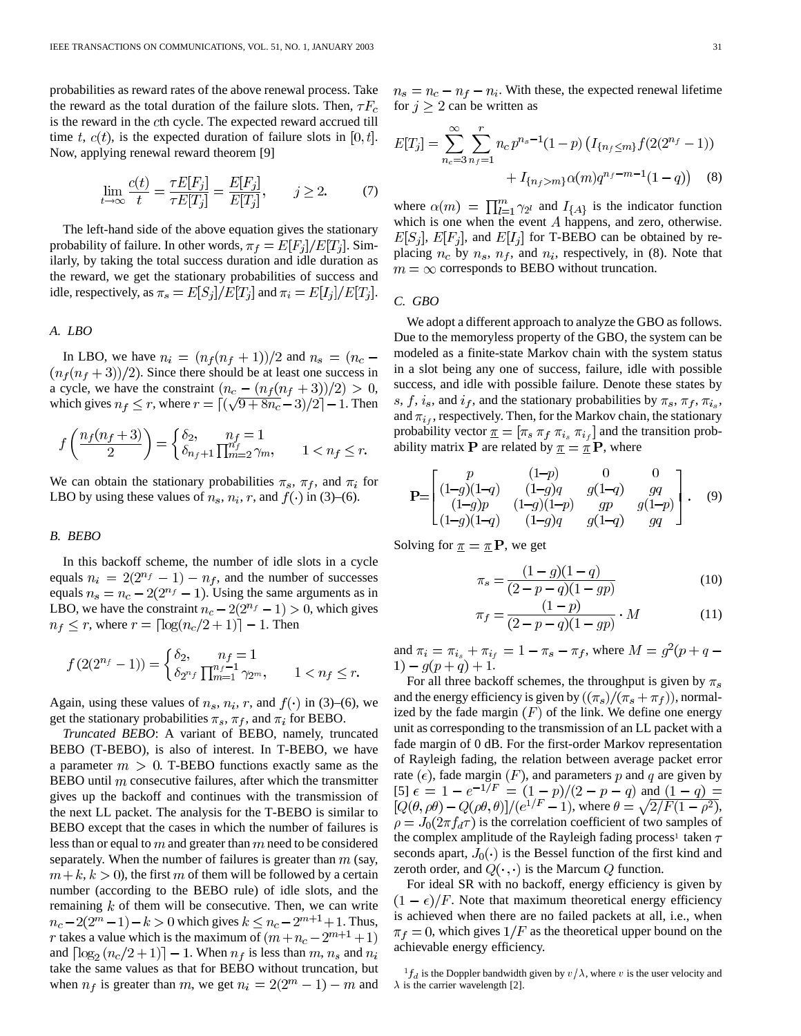probabilities as reward rates of the above renewal process. Take the reward as the total duration of the failure slots. Then, $\tau F_c$ is the reward in the $c$th cycle. The expected reward accrued till time $t$, $c(t)$, is the expected duration of failure slots in $[0, t]$. Now, applying renewal reward theorem [9]

$$\lim_{t\to\infty} \frac{c(t)}{t} = \frac{\tau E[F_j]}{\tau E[T_j]} = \frac{E[F_j]}{E[T_j]}, \qquad j \geq 2. \tag{7}$$

The left-hand side of the above equation gives the stationary probability of failure. In other words, $\pi_f = E[F_j]/E[T_j]$. Similarly, by taking the total success duration and idle duration as the reward, we get the stationary probabilities of success and idle, respectively, as $\pi_s = E[S_j]/E[T_j]$ and $\pi_i = E[I_j]/E[T_j]$.

### A. LBO

In LBO, we have $n_i = (n_f(n_f+1))/2$ and $n_s = (n_c - (n_f(n_f+3))/2)$. Since there should be at least one success in a cycle, we have the constraint $(n_c - (n_f(n_f+3))/2) > 0$, which gives $n_f \leq r$, where $r = \lceil(\sqrt{9+8n_c}-3)/2\rceil - 1$. Then

$$f\left(\frac{n_f(n_f+3)}{2}\right) = \begin{cases} \delta_2, & n_f = 1 \\ \delta_{n_f+1}\prod_{m=2}^{n_f}\gamma_m, & 1 < n_f \leq r. \end{cases}$$

We can obtain the stationary probabilities $\pi_s$, $\pi_f$, and $\pi_i$ for LBO by using these values of $n_s$, $n_i$, $r$, and $f(\cdot)$ in (3)–(6).

### B. BEBO

In this backoff scheme, the number of idle slots in a cycle equals $n_i = 2(2^{n_f}-1) - n_f$, and the number of successes equals $n_s = n_c - 2(2^{n_f}-1)$. Using the same arguments as in LBO, we have the constraint $n_c - 2(2^{n_f}-1) > 0$, which gives $n_f \leq r$, where $r = \lceil \log(n_c/2+1)\rceil - 1$. Then

$$f\left(2(2^{n_f}-1)\right) = \begin{cases} \delta_2, & n_f = 1 \\ \delta_{2^{n_f}}\prod_{m=1}^{n_f-1}\gamma_{2^m}, & 1 < n_f \leq r. \end{cases}$$

Again, using these values of $n_s$, $n_i$, $r$, and $f(\cdot)$ in (3)–(6), we get the stationary probabilities $\pi_s$, $\pi_f$, and $\pi_i$ for BEBO.

*Truncated BEBO*: A variant of BEBO, namely, truncated BEBO (T-BEBO), is also of interest. In T-BEBO, we have a parameter $m > 0$. T-BEBO functions exactly same as the BEBO until $m$ consecutive failures, after which the transmitter gives up the backoff and continues with the transmission of the next LL packet. The analysis for the T-BEBO is similar to BEBO except that the cases in which the number of failures is less than or equal to $m$ and greater than $m$ need to be considered separately. When the number of failures is greater than $m$ (say, $m+k$, $k>0$), the first $m$ of them will be followed by a certain number (according to the BEBO rule) of idle slots, and the remaining $k$ of them will be consecutive. Then, we can write $n_c - 2(2^m-1) - k > 0$ which gives $k \leq n_c - 2^{m+1} + 1$. Thus, $r$ takes a value which is the maximum of $(m + n_c - 2^{m+1} + 1)$ and $\lceil \log_2(n_c/2+1)\rceil - 1$. When $n_f$ is less than $m$, $n_s$ and $n_i$ take the same values as that for BEBO without truncation, but when $n_f$ is greater than $m$, we get $n_i = 2(2^m-1) - m$ and $n_s = n_c - n_f - n_i$. With these, the expected renewal lifetime for $j \geq 2$ can be written as

$$E[T_j] = \sum_{n_c=3}^{\infty}\sum_{n_f=1}^{r} n_c\, p^{n_s-1}(1-p)\left(I_{\{n_f\leq m\}} f(2(2^{n_f}-1)) + I_{\{n_f>m\}}\alpha(m) q^{n_f-m-1}(1-q)\right) \tag{8}$$

where $\alpha(m) = \prod_{l=1}^{m}\gamma_{2^l}$ and $I_{\{A\}}$ is the indicator function which is one when the event $A$ happens, and zero, otherwise. $E[S_j]$, $E[F_j]$, and $E[I_j]$ for T-BEBO can be obtained by replacing $n_c$ by $n_s$, $n_f$, and $n_i$, respectively, in (8). Note that $m = \infty$ corresponds to BEBO without truncation.

### C. GBO

We adopt a different approach to analyze the GBO as follows. Due to the memoryless property of the GBO, the system can be modeled as a finite-state Markov chain with the system status in a slot being any one of success, failure, idle with possible success, and idle with possible failure. Denote these states by $s$, $f$, $i_s$, and $i_f$, and the stationary probabilities by $\pi_s$, $\pi_f$, $\pi_{i_s}$, and $\pi_{i_f}$, respectively. Then, for the Markov chain, the stationary probability vector $\underline{\pi} = [\pi_s\ \pi_f\ \pi_{i_s}\ \pi_{i_f}]$ and the transition probability matrix $\mathbf{P}$ are related by $\underline{\pi} = \underline{\pi}\,\mathbf{P}$, where

$$\mathbf{P} = \begin{bmatrix} p & (1-p) & 0 & 0 \\ (1-g)(1-q) & (1-g)q & g(1-q) & gq \\ (1-g)p & (1-g)(1-p) & gp & g(1-p) \\ (1-g)(1-q) & (1-g)q & g(1-q) & gq \end{bmatrix}. \tag{9}$$

Solving for $\underline{\pi} = \underline{\pi}\,\mathbf{P}$, we get

$$\pi_s = \frac{(1-g)(1-q)}{(2-p-q)(1-gp)} \tag{10}$$

$$\pi_f = \frac{(1-p)}{(2-p-q)(1-gp)}\cdot M \tag{11}$$

and $\pi_i = \pi_{i_s} + \pi_{i_f} = 1 - \pi_s - \pi_f$, where $M = g^2(p+q-1) - g(p+q) + 1$.

For all three backoff schemes, the throughput is given by $\pi_s$ and the energy efficiency is given by $((\pi_s)/(\pi_s + \pi_f))$, normalized by the fade margin $(F)$ of the link. We define one energy unit as corresponding to the transmission of an LL packet with a fade margin of 0 dB. For the first-order Markov representation of Rayleigh fading, the relation between average packet error rate $(\epsilon)$, fade margin $(F)$, and parameters $p$ and $q$ are given by [5] $\epsilon = 1 - e^{-1/F} = (1-p)/(2-p-q)$ and $(1-q) = [Q(\theta, \rho\theta) - Q(\rho\theta, \theta)]/(e^{1/F}-1)$, where $\theta = \sqrt{2/F(1-\rho^2)}$, $\rho = J_0(2\pi f_d \tau)$ is the correlation coefficient of two samples of the complex amplitude of the Rayleigh fading process[1] taken $\tau$ seconds apart, $J_0(\cdot)$ is the Bessel function of the first kind and zeroth order, and $Q(\cdot,\cdot)$ is the Marcum $Q$ function.

For ideal SR with no backoff, energy efficiency is given by $(1-\epsilon)/F$. Note that maximum theoretical energy efficiency is achieved when there are no failed packets at all, i.e., when $\pi_f = 0$, which gives $1/F$ as the theoretical upper bound on the achievable energy efficiency.

[1] $f_d$ is the Doppler bandwidth given by $v/\lambda$, where $v$ is the user velocity and $\lambda$ is the carrier wavelength [2].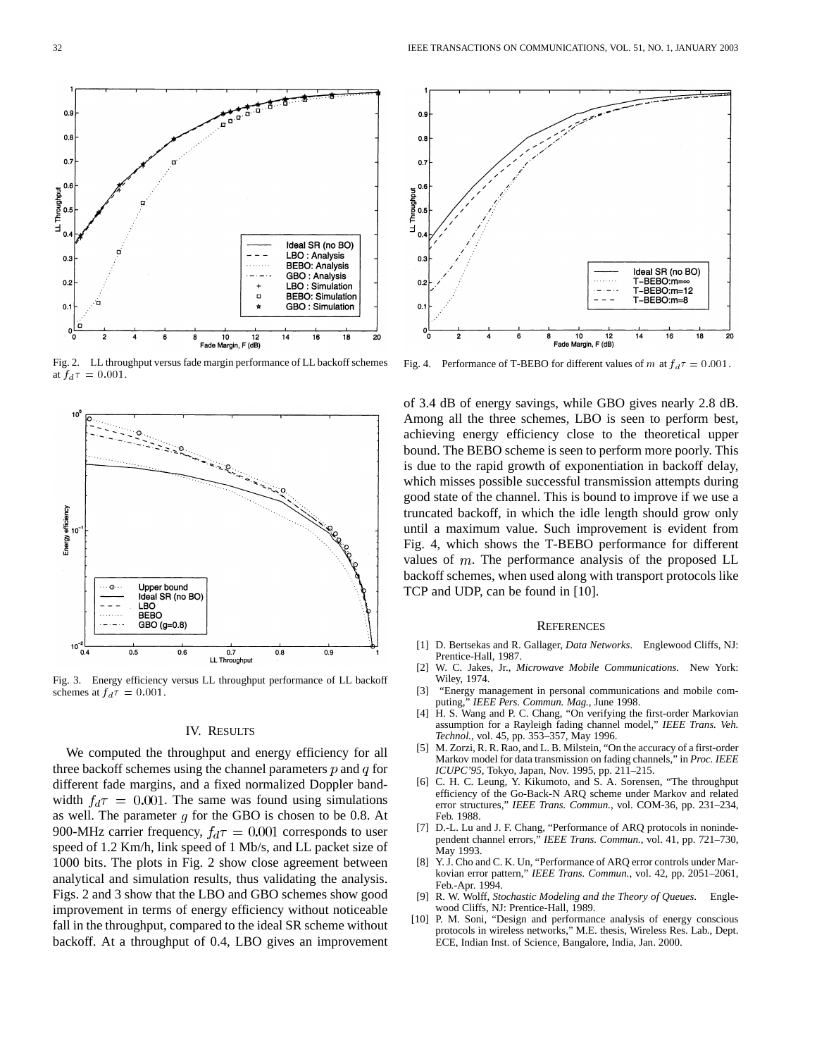LL Throughput

Fade Margin, F (dB)

Ideal SR (no BO)
LBO : Analysis
BEBO: Analysis
GBO : Analysis
LBO : Simulation
BEBO: Simulation
GBO : Simulation

Fig. 2. LL throughput versus fade margin performance of LL backoff schemes at $f_d\tau = 0.001$.

Energy efficiency

LL Throughput

Upper bound
Ideal SR (no BO)
LBO
BEBO
GBO (g=0.8)

Fig. 3. Energy efficiency versus LL throughput performance of LL backoff schemes at $f_d\tau = 0.001$.

## IV. RESULTS

We computed the throughput and energy efficiency for all three backoff schemes using the channel parameters $p$ and $q$ for different fade margins, and a fixed normalized Doppler bandwidth $f_d\tau = 0.001$. The same was found using simulations as well. The parameter $g$ for the GBO is chosen to be 0.8. At 900-MHz carrier frequency, $f_d\tau = 0.001$ corresponds to user speed of 1.2 Km/h, link speed of 1 Mb/s, and LL packet size of 1000 bits. The plots in Fig. 2 show close agreement between analytical and simulation results, thus validating the analysis. Figs. 2 and 3 show that the LBO and GBO schemes show good improvement in terms of energy efficiency without noticeable fall in the throughput, compared to the ideal SR scheme without backoff. At a throughput of 0.4, LBO gives an improvement of 3.4 dB of energy savings, while GBO gives nearly 2.8 dB. Among all the three schemes, LBO is seen to perform best, achieving energy efficiency close to the theoretical upper bound. The BEBO scheme is seen to perform more poorly. This is due to the rapid growth of exponentiation in backoff delay, which misses possible successful transmission attempts during good state of the channel. This is bound to improve if we use a truncated backoff, in which the idle length should grow only until a maximum value. Such improvement is evident from Fig. 4, which shows the T-BEBO performance for different values of $m$. The performance analysis of the proposed LL backoff schemes, when used along with transport protocols like TCP and UDP, can be found in [10].

LL Throughput

Fade Margin, F (dB)

Ideal SR (no BO)
T-BEBO:m=∞
T-BEBO:m=12
T-BEBO:m=8

Fig. 4. Performance of T-BEBO for different values of $m$ at $f_d\tau = 0.001$.

## REFERENCES

[1] D. Bertsekas and R. Gallager, *Data Networks*. Englewood Cliffs, NJ: Prentice-Hall, 1987.

[2] W. C. Jakes, Jr., *Microwave Mobile Communications*. New York: Wiley, 1974.

[3] "Energy management in personal communications and mobile computing," *IEEE Pers. Commun. Mag.*, June 1998.

[4] H. S. Wang and P. C. Chang, "On verifying the first-order Markovian assumption for a Rayleigh fading channel model," *IEEE Trans. Veh. Technol.*, vol. 45, pp. 353–357, May 1996.

[5] M. Zorzi, R. R. Rao, and L. B. Milstein, "On the accuracy of a first-order Markov model for data transmission on fading channels," in *Proc. IEEE ICUPC'95*, Tokyo, Japan, Nov. 1995, pp. 211–215.

[6] C. H. C. Leung, Y. Kikumoto, and S. A. Sorensen, "The throughput efficiency of the Go-Back-N ARQ scheme under Markov and related error structures," *IEEE Trans. Commun.*, vol. COM-36, pp. 231–234, Feb. 1988.

[7] D.-L. Lu and J. F. Chang, "Performance of ARQ protocols in nonindependent channel errors," *IEEE Trans. Commun.*, vol. 41, pp. 721–730, May 1993.

[8] Y. J. Cho and C. K. Un, "Performance of ARQ error controls under Markovian error pattern," *IEEE Trans. Commun.*, vol. 42, pp. 2051–2061, Feb.-Apr. 1994.

[9] R. W. Wolff, *Stochastic Modeling and the Theory of Queues*. Englewood Cliffs, NJ: Prentice-Hall, 1989.

[10] P. M. Soni, "Design and performance analysis of energy conscious protocols in wireless networks," M.E. thesis, Wireless Res. Lab., Dept. ECE, Indian Inst. of Science, Bangalore, India, Jan. 2000.